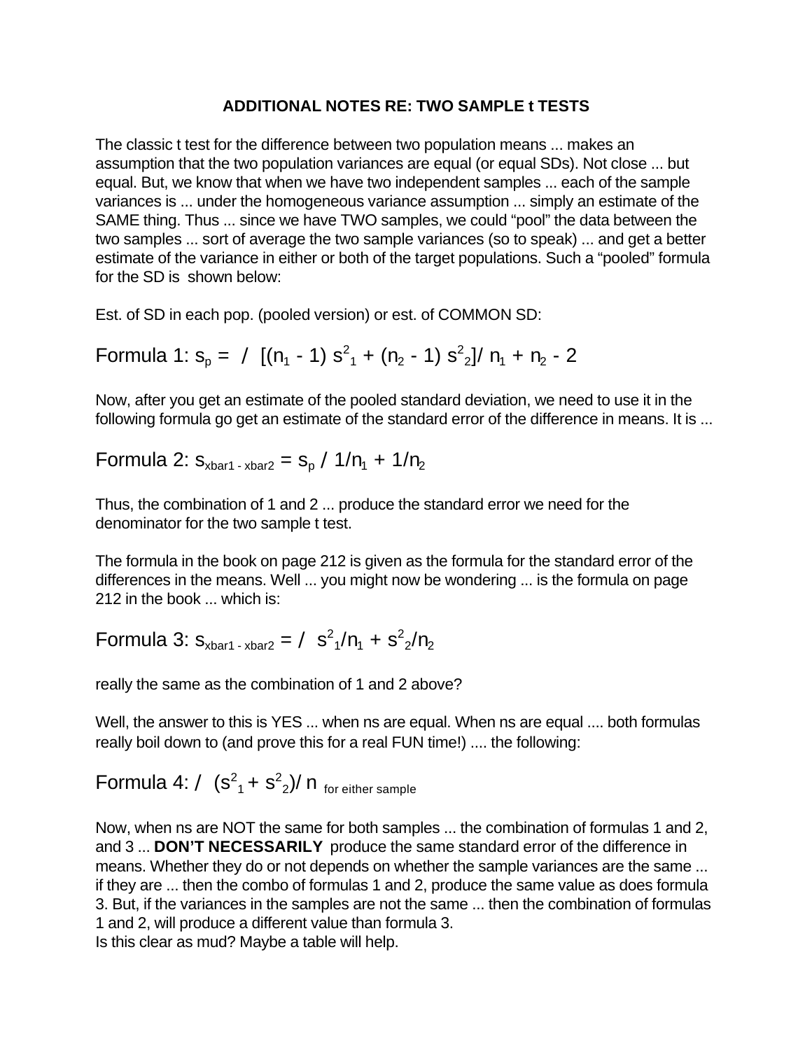# ADDITIONAL NOTES RE: TWO SAMPLE t TESTS

The classic t test for the difference between two population means ... makes an assumption that the two population variances are equal (or equal SDs). Not close ... but equal. But, we know that when we have two independent samples ... each of the sample variances is ... under the homogeneous variance assumption ... simply an estimate of the SAME thing. Thus ... since we have TWO samples, we could "pool" the data between the two samples ... sort of average the two sample variances (so to speak) ... and get a better estimate of the variance in either or both of the target populations. Such a "pooled" formula for the SD is shown below:

Est. of SD in each pop. (pooled version) or est. of COMMON SD:

Formula 1: $s_p = \ / \ [(n_1 - 1)\, s^2_1 + (n_2 - 1)\, s^2_2] / \ n_1 + n_2 - 2$

Now, after you get an estimate of the pooled standard deviation, we need to use it in the following formula go get an estimate of the standard error of the difference in means. It is ...

Formula 2: $s_{xbar1 - xbar2} = s_p \ / \ 1/n_1 + 1/n_2$

Thus, the combination of 1 and 2 ... produce the standard error we need for the denominator for the two sample t test.

The formula in the book on page 212 is given as the formula for the standard error of the differences in the means. Well ... you might now be wondering ... is the formula on page 212 in the book ... which is:

Formula 3: $s_{xbar1 - xbar2} = \ / \ \ s^2_1/n_1 + s^2_2/n_2$

really the same as the combination of 1 and 2 above?

Well, the answer to this is YES ... when ns are equal. When ns are equal .... both formulas really boil down to (and prove this for a real FUN time!) .... the following:

Formula 4: $/ \ \ (s^2_1 + s^2_2)/ \ n$ $_{\text{for either sample}}$

Now, when ns are NOT the same for both samples ... the combination of formulas 1 and 2, and 3 ... **DON'T NECESSARILY** produce the same standard error of the difference in means. Whether they do or not depends on whether the sample variances are the same ... if they are ... then the combo of formulas 1 and 2, produce the same value as does formula 3. But, if the variances in the samples are not the same ... then the combination of formulas 1 and 2, will produce a different value than formula 3.
Is this clear as mud? Maybe a table will help.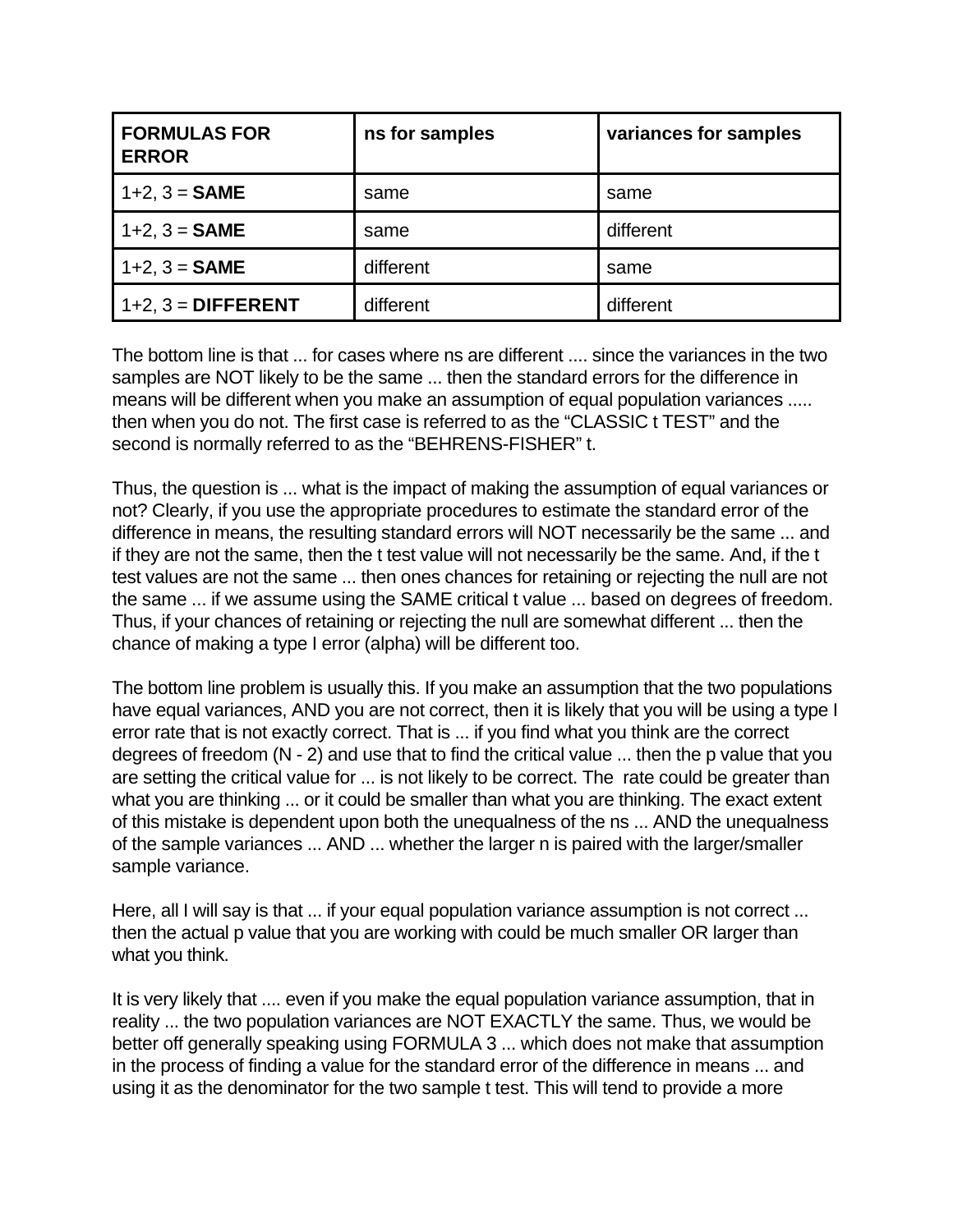| FORMULAS FOR ERROR | ns for samples | variances for samples |
|---|---|---|
| 1+2, 3 = **SAME** | same | same |
| 1+2, 3 = **SAME** | same | different |
| 1+2, 3 = **SAME** | different | same |
| 1+2, 3 = **DIFFERENT** | different | different |

The bottom line is that ... for cases where ns are different .... since the variances in the two samples are NOT likely to be the same ... then the standard errors for the difference in means will be different when you make an assumption of equal population variances ..... then when you do not. The first case is referred to as the "CLASSIC t TEST" and the second is normally referred to as the "BEHRENS-FISHER" t.

Thus, the question is ... what is the impact of making the assumption of equal variances or not? Clearly, if you use the appropriate procedures to estimate the standard error of the difference in means, the resulting standard errors will NOT necessarily be the same ... and if they are not the same, then the t test value will not necessarily be the same. And, if the t test values are not the same ... then ones chances for retaining or rejecting the null are not the same ... if we assume using the SAME critical t value ... based on degrees of freedom. Thus, if your chances of retaining or rejecting the null are somewhat different ... then the chance of making a type I error (alpha) will be different too.

The bottom line problem is usually this. If you make an assumption that the two populations have equal variances, AND you are not correct, then it is likely that you will be using a type I error rate that is not exactly correct. That is ... if you find what you think are the correct degrees of freedom (N - 2) and use that to find the critical value ... then the p value that you are setting the critical value for ... is not likely to be correct. The  rate could be greater than what you are thinking ... or it could be smaller than what you are thinking. The exact extent of this mistake is dependent upon both the unequalness of the ns ... AND the unequalness of the sample variances ... AND ... whether the larger n is paired with the larger/smaller sample variance.

Here, all I will say is that ... if your equal population variance assumption is not correct ... then the actual p value that you are working with could be much smaller OR larger than what you think.

It is very likely that .... even if you make the equal population variance assumption, that in reality ... the two population variances are NOT EXACTLY the same. Thus, we would be better off generally speaking using FORMULA 3 ... which does not make that assumption in the process of finding a value for the standard error of the difference in means ... and using it as the denominator for the two sample t test. This will tend to provide a more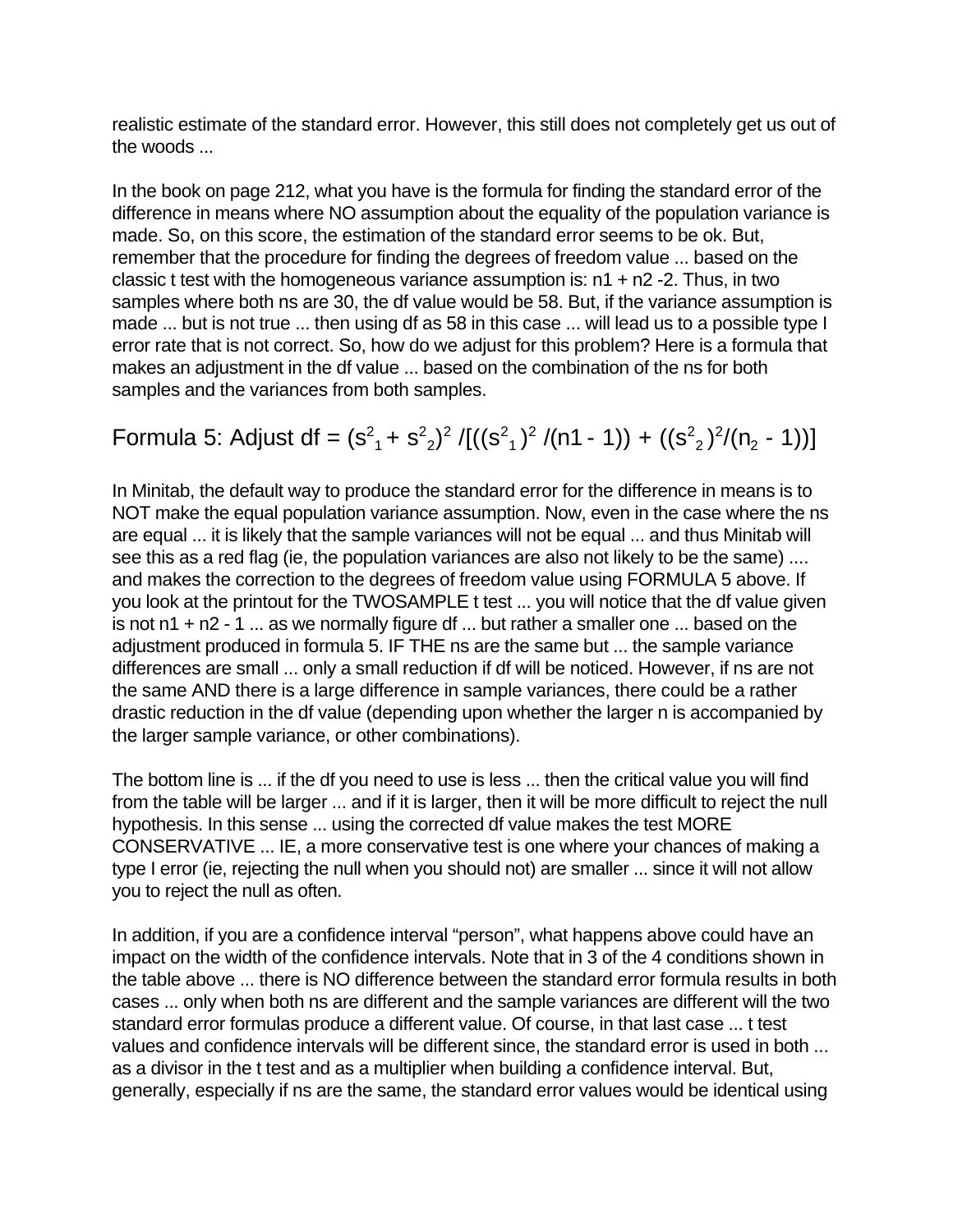realistic estimate of the standard error. However, this still does not completely get us out of the woods ...

In the book on page 212, what you have is the formula for finding the standard error of the difference in means where NO assumption about the equality of the population variance is made. So, on this score, the estimation of the standard error seems to be ok. But, remember that the procedure for finding the degrees of freedom value ... based on the classic t test with the homogeneous variance assumption is: n1 + n2 -2. Thus, in two samples where both ns are 30, the df value would be 58. But, if the variance assumption is made ... but is not true ... then using df as 58 in this case ... will lead us to a possible type I error rate that is not correct. So, how do we adjust for this problem? Here is a formula that makes an adjustment in the df value ... based on the combination of the ns for both samples and the variances from both samples.

Formula 5: Adjust df = $(s^2_1 + s^2_2)^2 / [((s^2_1)^2 / (n1 - 1)) + ((s^2_2)^2 / (n_2 - 1))]$

In Minitab, the default way to produce the standard error for the difference in means is to NOT make the equal population variance assumption. Now, even in the case where the ns are equal ... it is likely that the sample variances will not be equal ... and thus Minitab will see this as a red flag (ie, the population variances are also not likely to be the same) .... and makes the correction to the degrees of freedom value using FORMULA 5 above. If you look at the printout for the TWOSAMPLE t test ... you will notice that the df value given is not n1 + n2 - 1 ... as we normally figure df ... but rather a smaller one ... based on the adjustment produced in formula 5. IF THE ns are the same but ... the sample variance differences are small ... only a small reduction if df will be noticed. However, if ns are not the same AND there is a large difference in sample variances, there could be a rather drastic reduction in the df value (depending upon whether the larger n is accompanied by the larger sample variance, or other combinations).

The bottom line is ... if the df you need to use is less ... then the critical value you will find from the table will be larger ... and if it is larger, then it will be more difficult to reject the null hypothesis. In this sense ... using the corrected df value makes the test MORE CONSERVATIVE ... IE, a more conservative test is one where your chances of making a type I error (ie, rejecting the null when you should not) are smaller ... since it will not allow you to reject the null as often.

In addition, if you are a confidence interval "person", what happens above could have an impact on the width of the confidence intervals. Note that in 3 of the 4 conditions shown in the table above ... there is NO difference between the standard error formula results in both cases ... only when both ns are different and the sample variances are different will the two standard error formulas produce a different value. Of course, in that last case ... t test values and confidence intervals will be different since, the standard error is used in both ... as a divisor in the t test and as a multiplier when building a confidence interval. But, generally, especially if ns are the same, the standard error values would be identical using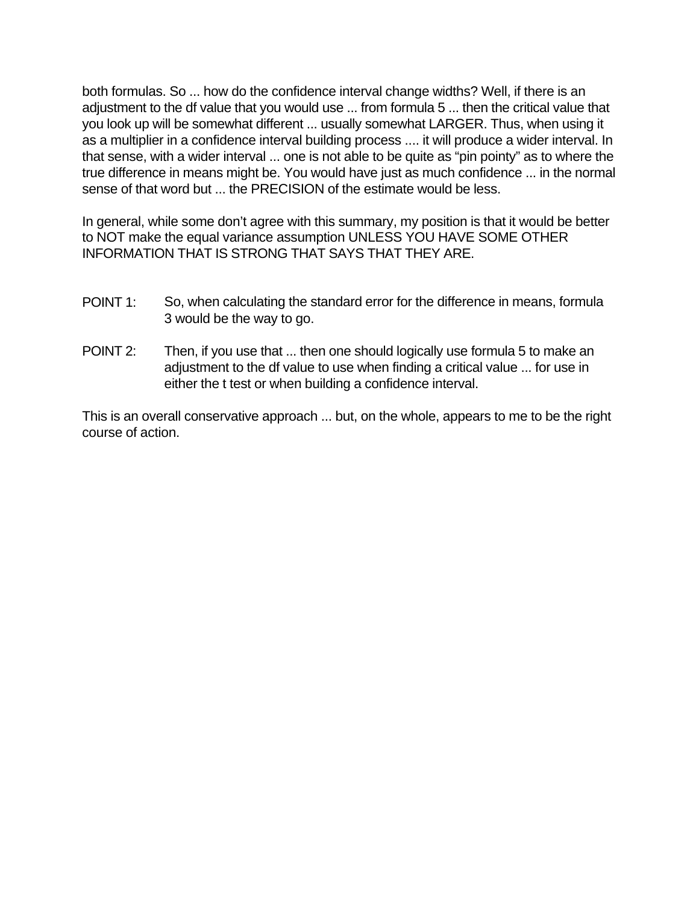both formulas. So ... how do the confidence interval change widths? Well, if there is an adjustment to the df value that you would use ... from formula 5 ... then the critical value that you look up will be somewhat different ... usually somewhat LARGER. Thus, when using it as a multiplier in a confidence interval building process .... it will produce a wider interval. In that sense, with a wider interval ... one is not able to be quite as “pin pointy” as to where the true difference in means might be. You would have just as much confidence ... in the normal sense of that word but ... the PRECISION of the estimate would be less.

In general, while some don’t agree with this summary, my position is that it would be better to NOT make the equal variance assumption UNLESS YOU HAVE SOME OTHER INFORMATION THAT IS STRONG THAT SAYS THAT THEY ARE.

POINT 1: So, when calculating the standard error for the difference in means, formula 3 would be the way to go.

POINT 2: Then, if you use that ... then one should logically use formula 5 to make an adjustment to the df value to use when finding a critical value ... for use in either the t test or when building a confidence interval.

This is an overall conservative approach ... but, on the whole, appears to me to be the right course of action.